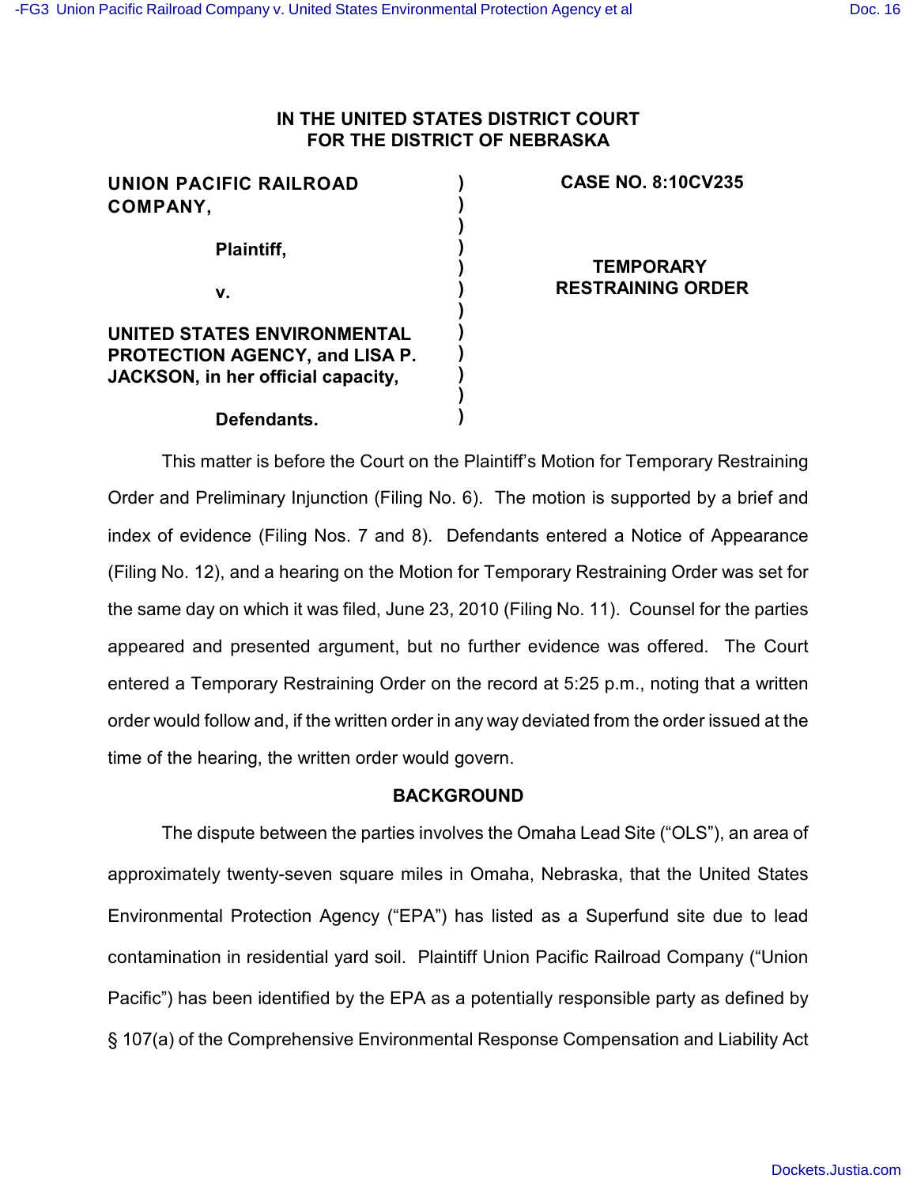# IN THE UNITED STATES DISTRICT COURT FOR THE DISTRICT OF NEBRASKA

| | | |
|---|---|---|
| **UNION PACIFIC RAILROAD COMPANY,** | ) | **CASE NO. 8:10CV235** |
| **Plaintiff,** | ) | |
| **v.** | ) | **TEMPORARY RESTRAINING ORDER** |
| **UNITED STATES ENVIRONMENTAL PROTECTION AGENCY, and LISA P. JACKSON, in her official capacity,** | ) | |
| **Defendants.** | ) | |

This matter is before the Court on the Plaintiff's Motion for Temporary Restraining Order and Preliminary Injunction (Filing No. 6). The motion is supported by a brief and index of evidence (Filing Nos. 7 and 8). Defendants entered a Notice of Appearance (Filing No. 12), and a hearing on the Motion for Temporary Restraining Order was set for the same day on which it was filed, June 23, 2010 (Filing No. 11). Counsel for the parties appeared and presented argument, but no further evidence was offered. The Court entered a Temporary Restraining Order on the record at 5:25 p.m., noting that a written order would follow and, if the written order in any way deviated from the order issued at the time of the hearing, the written order would govern.

## BACKGROUND

The dispute between the parties involves the Omaha Lead Site ("OLS"), an area of approximately twenty-seven square miles in Omaha, Nebraska, that the United States Environmental Protection Agency ("EPA") has listed as a Superfund site due to lead contamination in residential yard soil. Plaintiff Union Pacific Railroad Company ("Union Pacific") has been identified by the EPA as a potentially responsible party as defined by § 107(a) of the Comprehensive Environmental Response Compensation and Liability Act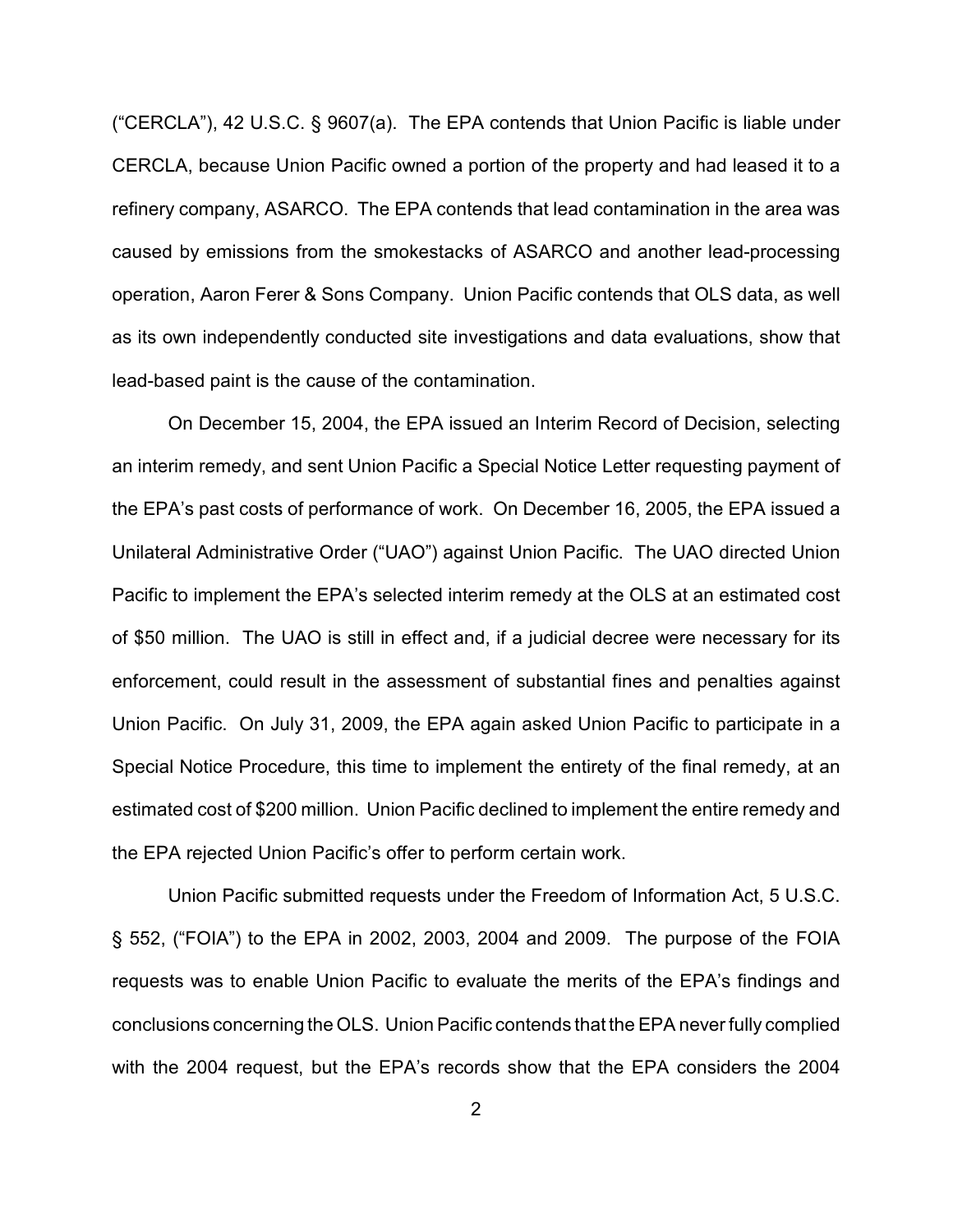("CERCLA"), 42 U.S.C. § 9607(a). The EPA contends that Union Pacific is liable under CERCLA, because Union Pacific owned a portion of the property and had leased it to a refinery company, ASARCO. The EPA contends that lead contamination in the area was caused by emissions from the smokestacks of ASARCO and another lead-processing operation, Aaron Ferer & Sons Company. Union Pacific contends that OLS data, as well as its own independently conducted site investigations and data evaluations, show that lead-based paint is the cause of the contamination.

On December 15, 2004, the EPA issued an Interim Record of Decision, selecting an interim remedy, and sent Union Pacific a Special Notice Letter requesting payment of the EPA's past costs of performance of work. On December 16, 2005, the EPA issued a Unilateral Administrative Order ("UAO") against Union Pacific. The UAO directed Union Pacific to implement the EPA's selected interim remedy at the OLS at an estimated cost of $50 million. The UAO is still in effect and, if a judicial decree were necessary for its enforcement, could result in the assessment of substantial fines and penalties against Union Pacific. On July 31, 2009, the EPA again asked Union Pacific to participate in a Special Notice Procedure, this time to implement the entirety of the final remedy, at an estimated cost of $200 million. Union Pacific declined to implement the entire remedy and the EPA rejected Union Pacific's offer to perform certain work.

Union Pacific submitted requests under the Freedom of Information Act, 5 U.S.C. § 552, ("FOIA") to the EPA in 2002, 2003, 2004 and 2009. The purpose of the FOIA requests was to enable Union Pacific to evaluate the merits of the EPA's findings and conclusions concerning the OLS. Union Pacific contends that the EPA never fully complied with the 2004 request, but the EPA's records show that the EPA considers the 2004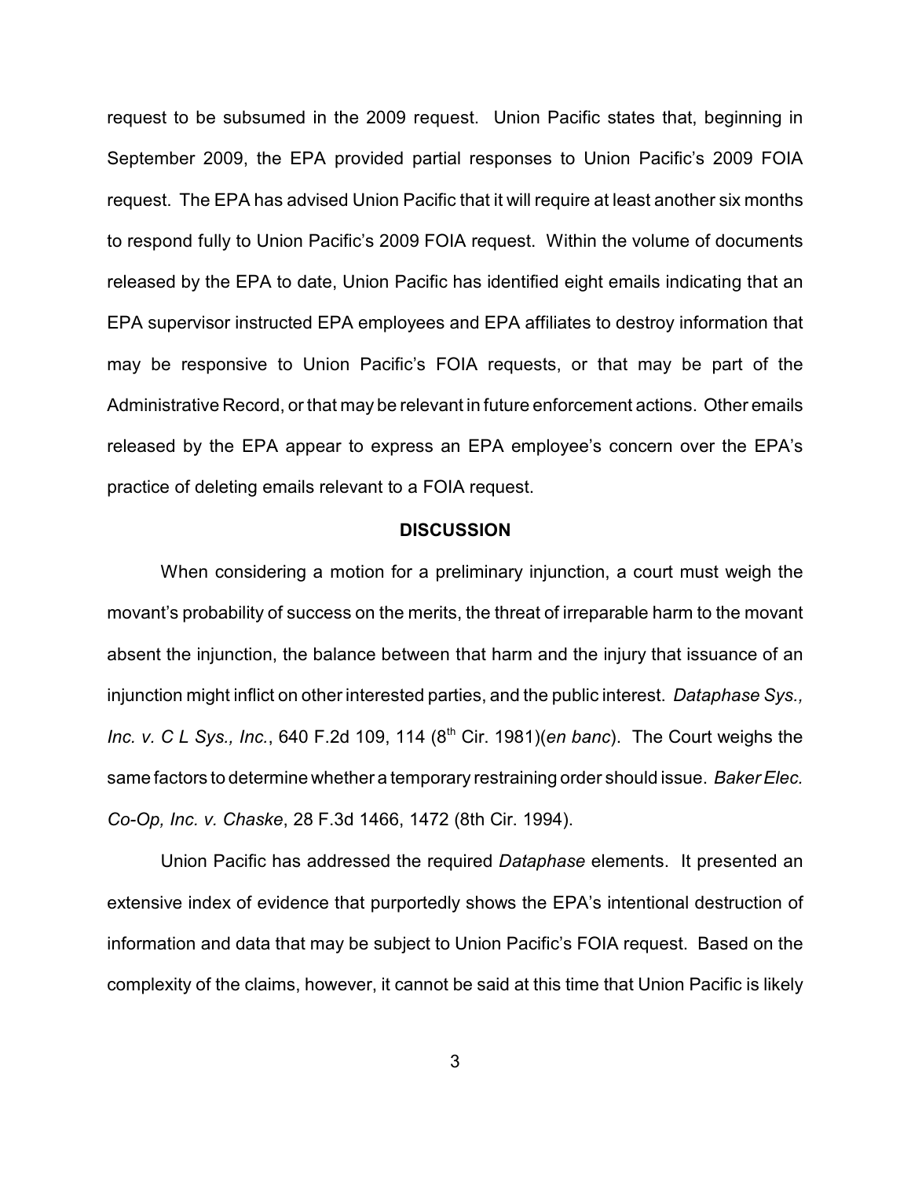request to be subsumed in the 2009 request. Union Pacific states that, beginning in September 2009, the EPA provided partial responses to Union Pacific's 2009 FOIA request. The EPA has advised Union Pacific that it will require at least another six months to respond fully to Union Pacific's 2009 FOIA request. Within the volume of documents released by the EPA to date, Union Pacific has identified eight emails indicating that an EPA supervisor instructed EPA employees and EPA affiliates to destroy information that may be responsive to Union Pacific's FOIA requests, or that may be part of the Administrative Record, or that may be relevant in future enforcement actions. Other emails released by the EPA appear to express an EPA employee's concern over the EPA's practice of deleting emails relevant to a FOIA request.

**DISCUSSION**

When considering a motion for a preliminary injunction, a court must weigh the movant's probability of success on the merits, the threat of irreparable harm to the movant absent the injunction, the balance between that harm and the injury that issuance of an injunction might inflict on other interested parties, and the public interest. *Dataphase Sys., Inc. v. C L Sys., Inc.*, 640 F.2d 109, 114 (8th Cir. 1981)(*en banc*). The Court weighs the same factors to determine whether a temporary restraining order should issue. *Baker Elec. Co-Op, Inc. v. Chaske*, 28 F.3d 1466, 1472 (8th Cir. 1994).

Union Pacific has addressed the required *Dataphase* elements. It presented an extensive index of evidence that purportedly shows the EPA's intentional destruction of information and data that may be subject to Union Pacific's FOIA request. Based on the complexity of the claims, however, it cannot be said at this time that Union Pacific is likely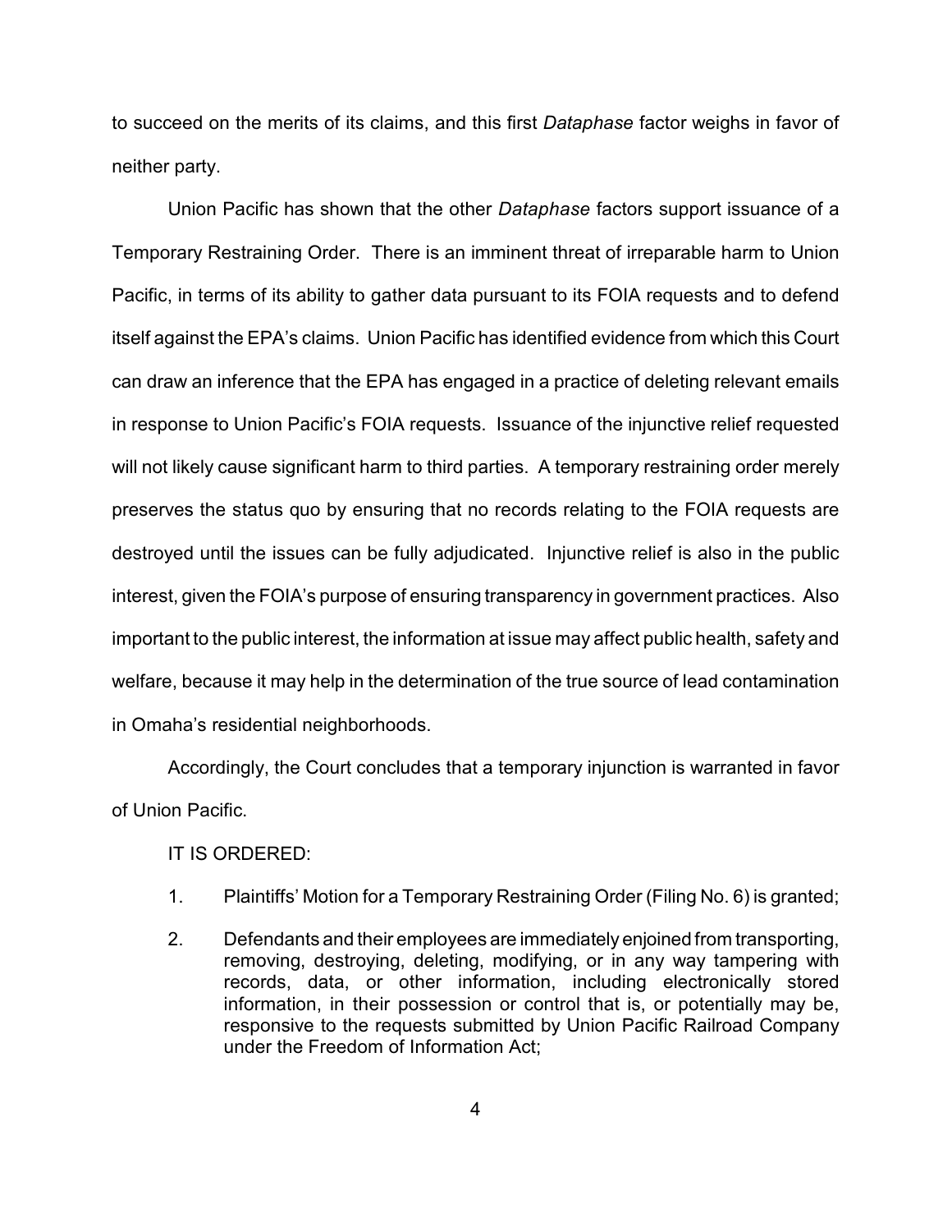to succeed on the merits of its claims, and this first *Dataphase* factor weighs in favor of neither party.

Union Pacific has shown that the other *Dataphase* factors support issuance of a Temporary Restraining Order. There is an imminent threat of irreparable harm to Union Pacific, in terms of its ability to gather data pursuant to its FOIA requests and to defend itself against the EPA's claims. Union Pacific has identified evidence from which this Court can draw an inference that the EPA has engaged in a practice of deleting relevant emails in response to Union Pacific's FOIA requests. Issuance of the injunctive relief requested will not likely cause significant harm to third parties. A temporary restraining order merely preserves the status quo by ensuring that no records relating to the FOIA requests are destroyed until the issues can be fully adjudicated. Injunctive relief is also in the public interest, given the FOIA's purpose of ensuring transparency in government practices. Also important to the public interest, the information at issue may affect public health, safety and welfare, because it may help in the determination of the true source of lead contamination in Omaha's residential neighborhoods.

Accordingly, the Court concludes that a temporary injunction is warranted in favor of Union Pacific.

IT IS ORDERED:

1. Plaintiffs' Motion for a Temporary Restraining Order (Filing No. 6) is granted;

2. Defendants and their employees are immediately enjoined from transporting, removing, destroying, deleting, modifying, or in any way tampering with records, data, or other information, including electronically stored information, in their possession or control that is, or potentially may be, responsive to the requests submitted by Union Pacific Railroad Company under the Freedom of Information Act;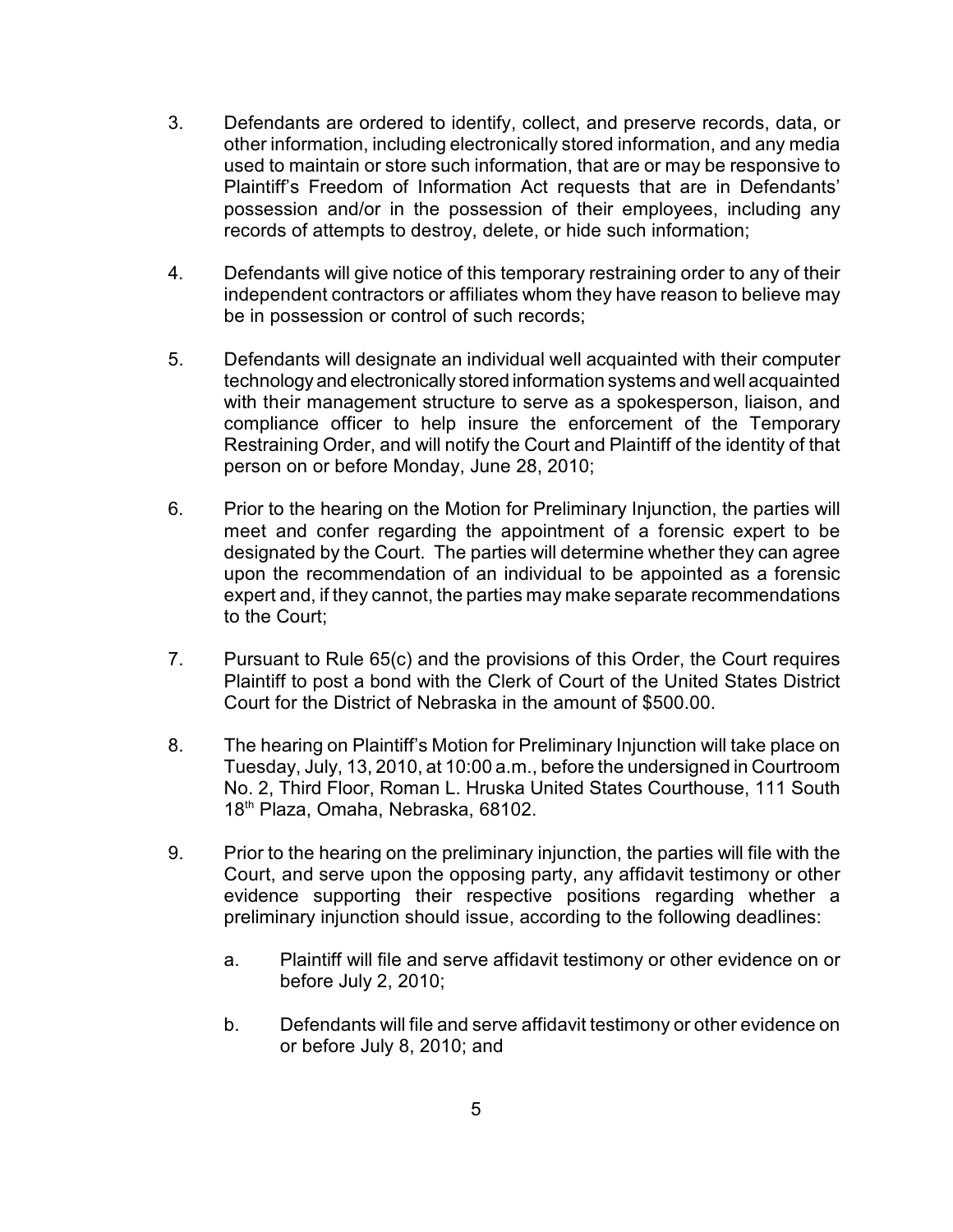3. Defendants are ordered to identify, collect, and preserve records, data, or other information, including electronically stored information, and any media used to maintain or store such information, that are or may be responsive to Plaintiff's Freedom of Information Act requests that are in Defendants' possession and/or in the possession of their employees, including any records of attempts to destroy, delete, or hide such information;

4. Defendants will give notice of this temporary restraining order to any of their independent contractors or affiliates whom they have reason to believe may be in possession or control of such records;

5. Defendants will designate an individual well acquainted with their computer technology and electronically stored information systems and well acquainted with their management structure to serve as a spokesperson, liaison, and compliance officer to help insure the enforcement of the Temporary Restraining Order, and will notify the Court and Plaintiff of the identity of that person on or before Monday, June 28, 2010;

6. Prior to the hearing on the Motion for Preliminary Injunction, the parties will meet and confer regarding the appointment of a forensic expert to be designated by the Court. The parties will determine whether they can agree upon the recommendation of an individual to be appointed as a forensic expert and, if they cannot, the parties may make separate recommendations to the Court;

7. Pursuant to Rule 65(c) and the provisions of this Order, the Court requires Plaintiff to post a bond with the Clerk of Court of the United States District Court for the District of Nebraska in the amount of $500.00.

8. The hearing on Plaintiff's Motion for Preliminary Injunction will take place on Tuesday, July, 13, 2010, at 10:00 a.m., before the undersigned in Courtroom No. 2, Third Floor, Roman L. Hruska United States Courthouse, 111 South 18th Plaza, Omaha, Nebraska, 68102.

9. Prior to the hearing on the preliminary injunction, the parties will file with the Court, and serve upon the opposing party, any affidavit testimony or other evidence supporting their respective positions regarding whether a preliminary injunction should issue, according to the following deadlines:

   a. Plaintiff will file and serve affidavit testimony or other evidence on or before July 2, 2010;

   b. Defendants will file and serve affidavit testimony or other evidence on or before July 8, 2010; and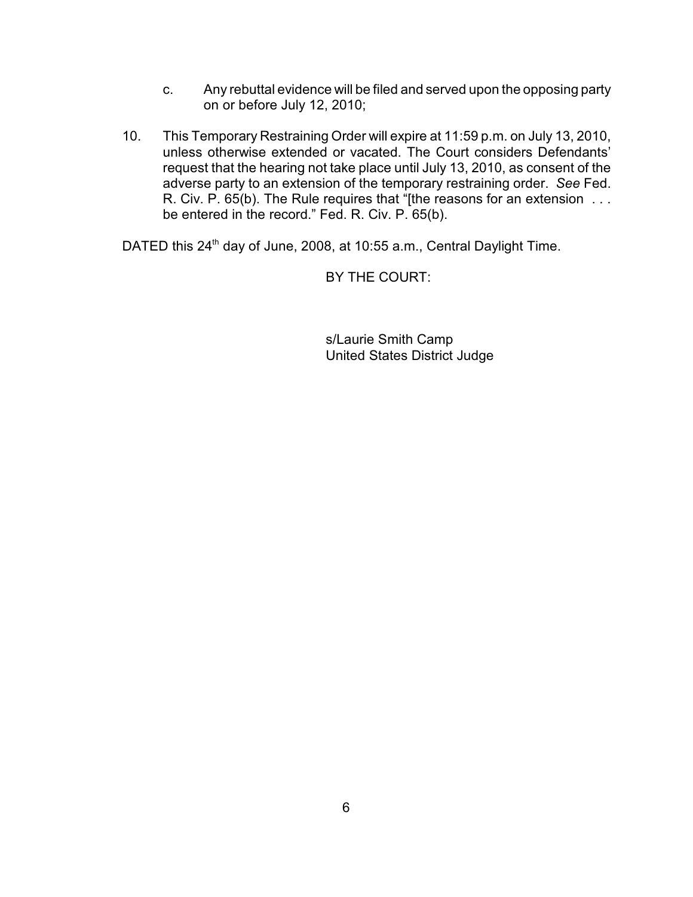c. Any rebuttal evidence will be filed and served upon the opposing party on or before July 12, 2010;

10. This Temporary Restraining Order will expire at 11:59 p.m. on July 13, 2010, unless otherwise extended or vacated. The Court considers Defendants' request that the hearing not take place until July 13, 2010, as consent of the adverse party to an extension of the temporary restraining order. *See* Fed. R. Civ. P. 65(b). The Rule requires that "[the reasons for an extension . . . be entered in the record." Fed. R. Civ. P. 65(b).

DATED this 24th day of June, 2008, at 10:55 a.m., Central Daylight Time.

BY THE COURT:

s/Laurie Smith Camp
United States District Judge